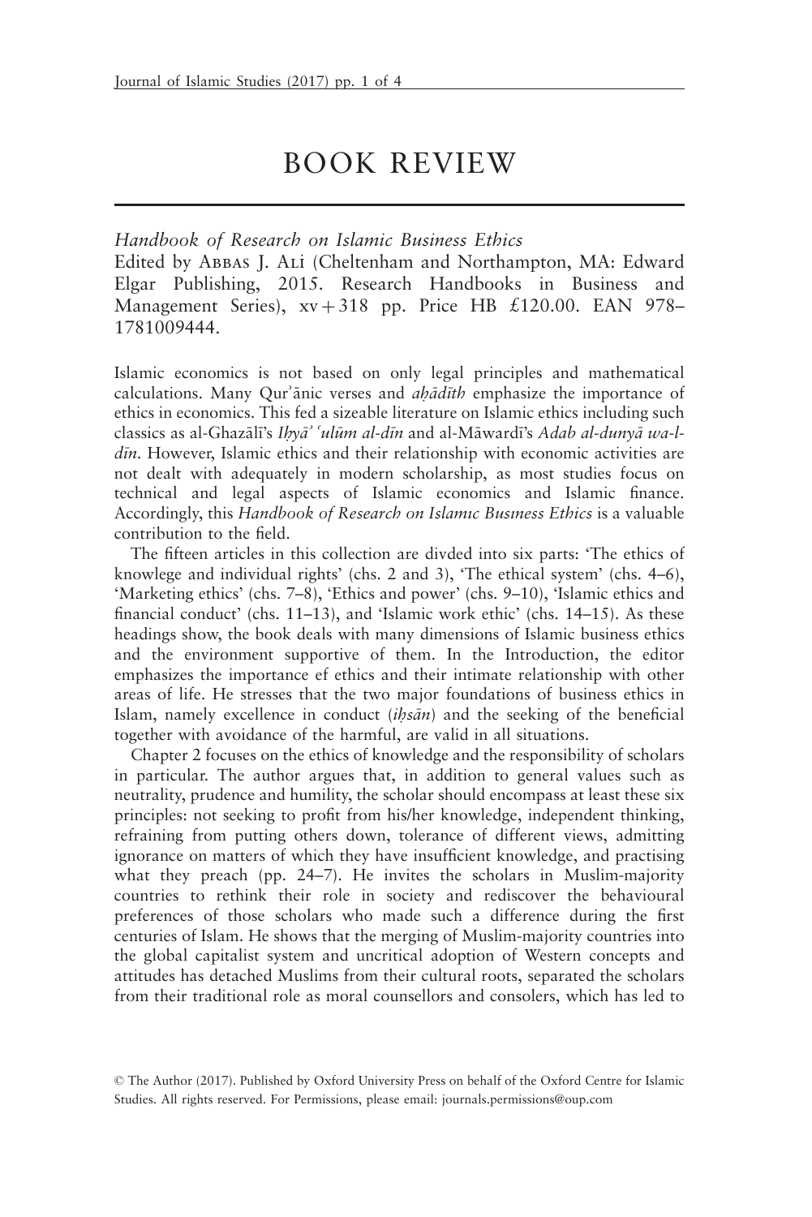# BOOK REVIEW

*Handbook of Research on Islamic Business Ethics*
Edited by Abbas J. Ali (Cheltenham and Northampton, MA: Edward Elgar Publishing, 2015. Research Handbooks in Business and Management Series), xv + 318 pp. Price HB £120.00. EAN 978–1781009444.

Islamic economics is not based on only legal principles and mathematical calculations. Many Qurʾānic verses and *aḥādīth* emphasize the importance of ethics in economics. This fed a sizeable literature on Islamic ethics including such classics as al-Ghazālī's *Iḥyāʾ ʿulūm al-dīn* and al-Māwardī's *Adab al-dunyā wa-l-dīn*. However, Islamic ethics and their relationship with economic activities are not dealt with adequately in modern scholarship, as most studies focus on technical and legal aspects of Islamic economics and Islamic finance. Accordingly, this *Handbook of Research on Islamic Business Ethics* is a valuable contribution to the field.

The fifteen articles in this collection are divded into six parts: 'The ethics of knowlege and individual rights' (chs. 2 and 3), 'The ethical system' (chs. 4–6), 'Marketing ethics' (chs. 7–8), 'Ethics and power' (chs. 9–10), 'Islamic ethics and financial conduct' (chs. 11–13), and 'Islamic work ethic' (chs. 14–15). As these headings show, the book deals with many dimensions of Islamic business ethics and the environment supportive of them. In the Introduction, the editor emphasizes the importance ef ethics and their intimate relationship with other areas of life. He stresses that the two major foundations of business ethics in Islam, namely excellence in conduct (*iḥsān*) and the seeking of the beneficial together with avoidance of the harmful, are valid in all situations.

Chapter 2 focuses on the ethics of knowledge and the responsibility of scholars in particular. The author argues that, in addition to general values such as neutrality, prudence and humility, the scholar should encompass at least these six principles: not seeking to profit from his/her knowledge, independent thinking, refraining from putting others down, tolerance of different views, admitting ignorance on matters of which they have insufficient knowledge, and practising what they preach (pp. 24–7). He invites the scholars in Muslim-majority countries to rethink their role in society and rediscover the behavioural preferences of those scholars who made such a difference during the first centuries of Islam. He shows that the merging of Muslim-majority countries into the global capitalist system and uncritical adoption of Western concepts and attitudes has detached Muslims from their cultural roots, separated the scholars from their traditional role as moral counsellors and consolers, which has led to

© The Author (2017). Published by Oxford University Press on behalf of the Oxford Centre for Islamic Studies. All rights reserved. For Permissions, please email: journals.permissions@oup.com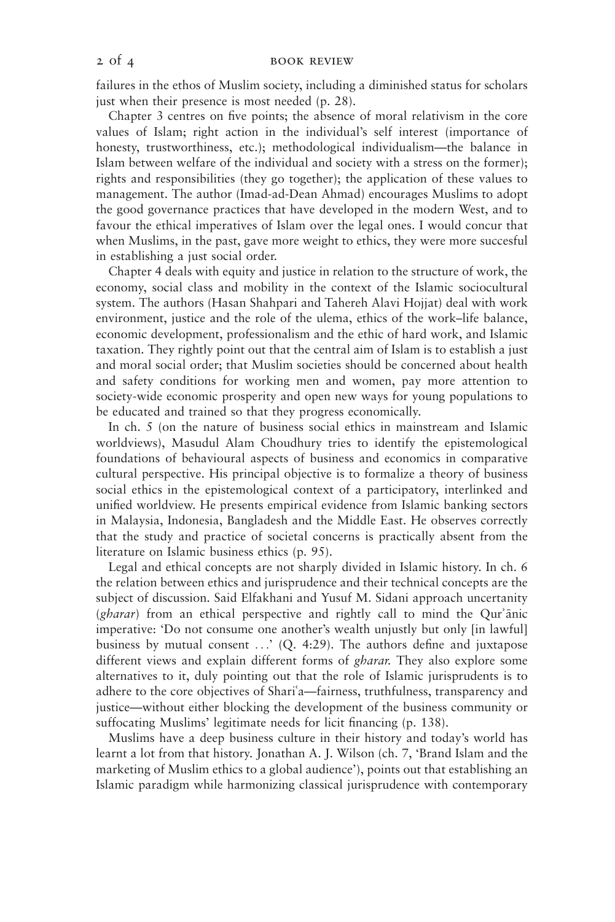failures in the ethos of Muslim society, including a diminished status for scholars just when their presence is most needed (p. 28).

Chapter 3 centres on five points; the absence of moral relativism in the core values of Islam; right action in the individual's self interest (importance of honesty, trustworthiness, etc.); methodological individualism—the balance in Islam between welfare of the individual and society with a stress on the former); rights and responsibilities (they go together); the application of these values to management. The author (Imad-ad-Dean Ahmad) encourages Muslims to adopt the good governance practices that have developed in the modern West, and to favour the ethical imperatives of Islam over the legal ones. I would concur that when Muslims, in the past, gave more weight to ethics, they were more succesful in establishing a just social order.

Chapter 4 deals with equity and justice in relation to the structure of work, the economy, social class and mobility in the context of the Islamic sociocultural system. The authors (Hasan Shahpari and Tahereh Alavi Hojjat) deal with work environment, justice and the role of the ulema, ethics of the work–life balance, economic development, professionalism and the ethic of hard work, and Islamic taxation. They rightly point out that the central aim of Islam is to establish a just and moral social order; that Muslim societies should be concerned about health and safety conditions for working men and women, pay more attention to society-wide economic prosperity and open new ways for young populations to be educated and trained so that they progress economically.

In ch. 5 (on the nature of business social ethics in mainstream and Islamic worldviews), Masudul Alam Choudhury tries to identify the epistemological foundations of behavioural aspects of business and economics in comparative cultural perspective. His principal objective is to formalize a theory of business social ethics in the epistemological context of a participatory, interlinked and unified worldview. He presents empirical evidence from Islamic banking sectors in Malaysia, Indonesia, Bangladesh and the Middle East. He observes correctly that the study and practice of societal concerns is practically absent from the literature on Islamic business ethics (p. 95).

Legal and ethical concepts are not sharply divided in Islamic history. In ch. 6 the relation between ethics and jurisprudence and their technical concepts are the subject of discussion. Said Elfakhani and Yusuf M. Sidani approach uncertanity (*gharar*) from an ethical perspective and rightly call to mind the Qurʾānic imperative: 'Do not consume one another's wealth unjustly but only [in lawful] business by mutual consent ...' (Q. 4:29). The authors define and juxtapose different views and explain different forms of *gharar.* They also explore some alternatives to it, duly pointing out that the role of Islamic jurisprudents is to adhere to the core objectives of Shariʿa—fairness, truthfulness, transparency and justice—without either blocking the development of the business community or suffocating Muslims' legitimate needs for licit financing (p. 138).

Muslims have a deep business culture in their history and today's world has learnt a lot from that history. Jonathan A. J. Wilson (ch. 7, 'Brand Islam and the marketing of Muslim ethics to a global audience'), points out that establishing an Islamic paradigm while harmonizing classical jurisprudence with contemporary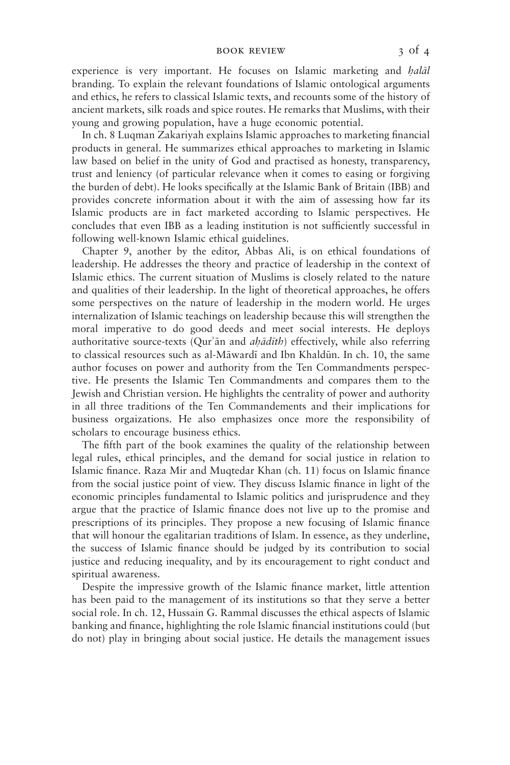experience is very important. He focuses on Islamic marketing and *ḥalāl* branding. To explain the relevant foundations of Islamic ontological arguments and ethics, he refers to classical Islamic texts, and recounts some of the history of ancient markets, silk roads and spice routes. He remarks that Muslims, with their young and growing population, have a huge economic potential.

In ch. 8 Luqman Zakariyah explains Islamic approaches to marketing financial products in general. He summarizes ethical approaches to marketing in Islamic law based on belief in the unity of God and practised as honesty, transparency, trust and leniency (of particular relevance when it comes to easing or forgiving the burden of debt). He looks specifically at the Islamic Bank of Britain (IBB) and provides concrete information about it with the aim of assessing how far its Islamic products are in fact marketed according to Islamic perspectives. He concludes that even IBB as a leading institution is not sufficiently successful in following well-known Islamic ethical guidelines.

Chapter 9, another by the editor, Abbas Ali, is on ethical foundations of leadership. He addresses the theory and practice of leadership in the context of Islamic ethics. The current situation of Muslims is closely related to the nature and qualities of their leadership. In the light of theoretical approaches, he offers some perspectives on the nature of leadership in the modern world. He urges internalization of Islamic teachings on leadership because this will strengthen the moral imperative to do good deeds and meet social interests. He deploys authoritative source-texts (Qurʾān and *aḥādīth*) effectively, while also referring to classical resources such as al-Māwardī and Ibn Khaldūn. In ch. 10, the same author focuses on power and authority from the Ten Commandments perspective. He presents the Islamic Ten Commandments and compares them to the Jewish and Christian version. He highlights the centrality of power and authority in all three traditions of the Ten Commandements and their implications for business orgaizations. He also emphasizes once more the responsibility of scholars to encourage business ethics.

The fifth part of the book examines the quality of the relationship between legal rules, ethical principles, and the demand for social justice in relation to Islamic finance. Raza Mir and Muqtedar Khan (ch. 11) focus on Islamic finance from the social justice point of view. They discuss Islamic finance in light of the economic principles fundamental to Islamic politics and jurisprudence and they argue that the practice of Islamic finance does not live up to the promise and prescriptions of its principles. They propose a new focusing of Islamic finance that will honour the egalitarian traditions of Islam. In essence, as they underline, the success of Islamic finance should be judged by its contribution to social justice and reducing inequality, and by its encouragement to right conduct and spiritual awareness.

Despite the impressive growth of the Islamic finance market, little attention has been paid to the management of its institutions so that they serve a better social role. In ch. 12, Hussain G. Rammal discusses the ethical aspects of Islamic banking and finance, highlighting the role Islamic financial institutions could (but do not) play in bringing about social justice. He details the management issues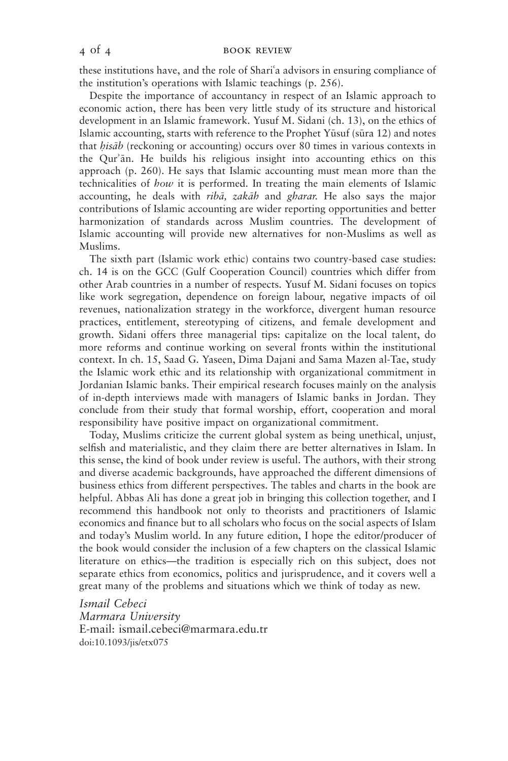these institutions have, and the role of Shariʿa advisors in ensuring compliance of the institution's operations with Islamic teachings (p. 256).

Despite the importance of accountancy in respect of an Islamic approach to economic action, there has been very little study of its structure and historical development in an Islamic framework. Yusuf M. Sidani (ch. 13), on the ethics of Islamic accounting, starts with reference to the Prophet Yūsuf (sūra 12) and notes that *ḥisāb* (reckoning or accounting) occurs over 80 times in various contexts in the Qurʾān. He builds his religious insight into accounting ethics on this approach (p. 260). He says that Islamic accounting must mean more than the technicalities of *how* it is performed. In treating the main elements of Islamic accounting, he deals with *ribā, zakāh* and *gharar.* He also says the major contributions of Islamic accounting are wider reporting opportunities and better harmonization of standards across Muslim countries. The development of Islamic accounting will provide new alternatives for non-Muslims as well as Muslims.

The sixth part (Islamic work ethic) contains two country-based case studies: ch. 14 is on the GCC (Gulf Cooperation Council) countries which differ from other Arab countries in a number of respects. Yusuf M. Sidani focuses on topics like work segregation, dependence on foreign labour, negative impacts of oil revenues, nationalization strategy in the workforce, divergent human resource practices, entitlement, stereotyping of citizens, and female development and growth. Sidani offers three managerial tips: capitalize on the local talent, do more reforms and continue working on several fronts within the institutional context. In ch. 15, Saad G. Yaseen, Dima Dajani and Sama Mazen al-Tae, study the Islamic work ethic and its relationship with organizational commitment in Jordanian Islamic banks. Their empirical research focuses mainly on the analysis of in-depth interviews made with managers of Islamic banks in Jordan. They conclude from their study that formal worship, effort, cooperation and moral responsibility have positive impact on organizational commitment.

Today, Muslims criticize the current global system as being unethical, unjust, selfish and materialistic, and they claim there are better alternatives in Islam. In this sense, the kind of book under review is useful. The authors, with their strong and diverse academic backgrounds, have approached the different dimensions of business ethics from different perspectives. The tables and charts in the book are helpful. Abbas Ali has done a great job in bringing this collection together, and I recommend this handbook not only to theorists and practitioners of Islamic economics and finance but to all scholars who focus on the social aspects of Islam and today's Muslim world. In any future edition, I hope the editor/producer of the book would consider the inclusion of a few chapters on the classical Islamic literature on ethics—the tradition is especially rich on this subject, does not separate ethics from economics, politics and jurisprudence, and it covers well a great many of the problems and situations which we think of today as new.

*Ismail Cebeci*
*Marmara University*
E-mail: ismail.cebeci@marmara.edu.tr
doi:10.1093/jis/etx075